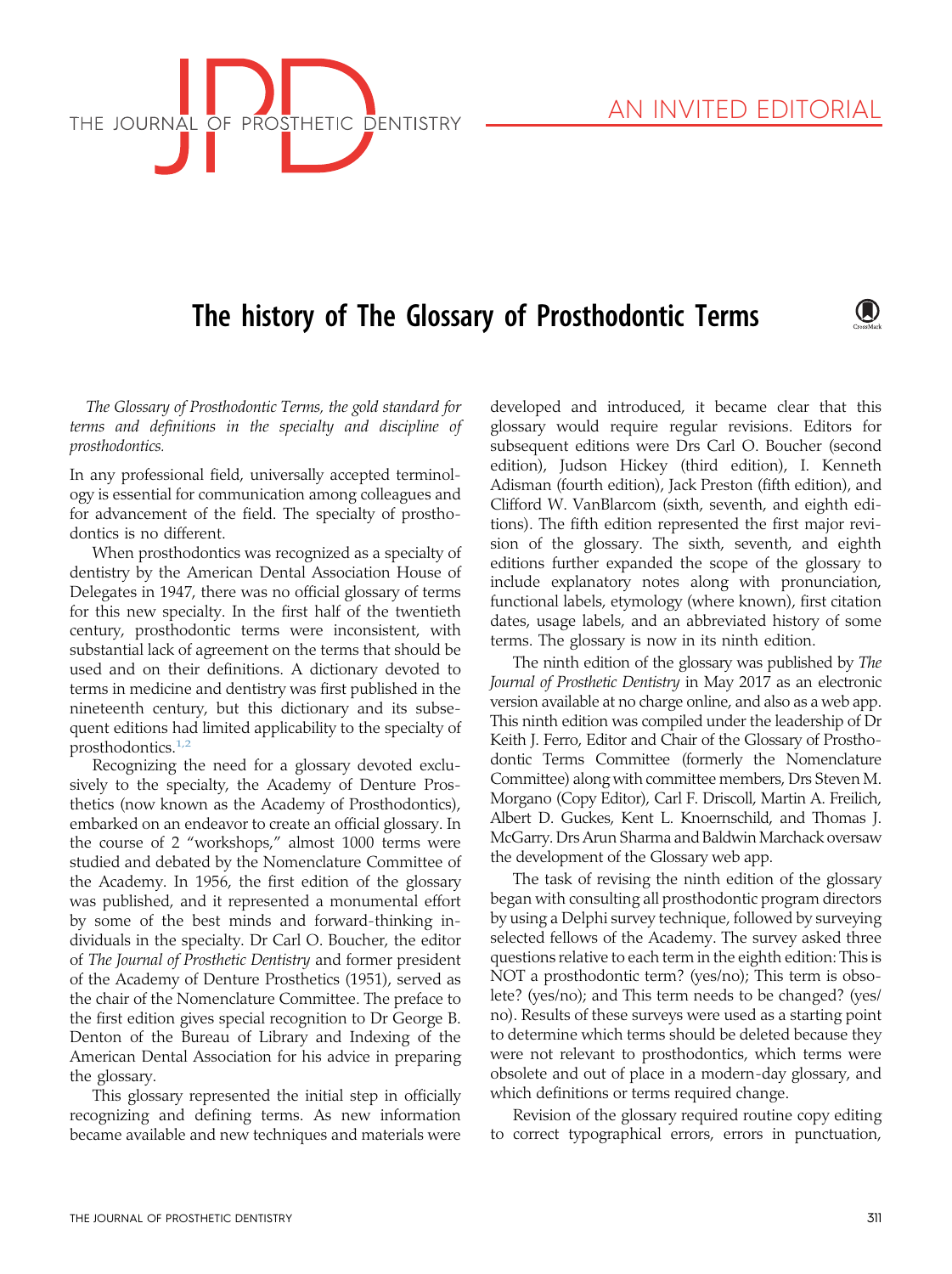AN INVITED EDITORIAL

# The history of The Glossary of Prosthodontic Terms

*The Glossary of Prosthodontic Terms, the gold standard for terms and definitions in the specialty and discipline of prosthodontics.*

In any professional field, universally accepted terminology is essential for communication among colleagues and for advancement of the field. The specialty of prosthodontics is no different.

When prosthodontics was recognized as a specialty of dentistry by the American Dental Association House of Delegates in 1947, there was no official glossary of terms for this new specialty. In the first half of the twentieth century, prosthodontic terms were inconsistent, with substantial lack of agreement on the terms that should be used and on their definitions. A dictionary devoted to terms in medicine and dentistry was first published in the nineteenth century, but this dictionary and its subsequent editions had limited applicability to the specialty of prosthodontics.[1,2]

Recognizing the need for a glossary devoted exclusively to the specialty, the Academy of Denture Prosthetics (now known as the Academy of Prosthodontics), embarked on an endeavor to create an official glossary. In the course of 2 "workshops," almost 1000 terms were studied and debated by the Nomenclature Committee of the Academy. In 1956, the first edition of the glossary was published, and it represented a monumental effort by some of the best minds and forward-thinking individuals in the specialty. Dr Carl O. Boucher, the editor of *The Journal of Prosthetic Dentistry* and former president of the Academy of Denture Prosthetics (1951), served as the chair of the Nomenclature Committee. The preface to the first edition gives special recognition to Dr George B. Denton of the Bureau of Library and Indexing of the American Dental Association for his advice in preparing the glossary.

This glossary represented the initial step in officially recognizing and defining terms. As new information became available and new techniques and materials were developed and introduced, it became clear that this glossary would require regular revisions. Editors for subsequent editions were Drs Carl O. Boucher (second edition), Judson Hickey (third edition), I. Kenneth Adisman (fourth edition), Jack Preston (fifth edition), and Clifford W. VanBlarcom (sixth, seventh, and eighth editions). The fifth edition represented the first major revision of the glossary. The sixth, seventh, and eighth editions further expanded the scope of the glossary to include explanatory notes along with pronunciation, functional labels, etymology (where known), first citation dates, usage labels, and an abbreviated history of some terms. The glossary is now in its ninth edition.

The ninth edition of the glossary was published by *The Journal of Prosthetic Dentistry* in May 2017 as an electronic version available at no charge online, and also as a web app. This ninth edition was compiled under the leadership of Dr Keith J. Ferro, Editor and Chair of the Glossary of Prosthodontic Terms Committee (formerly the Nomenclature Committee) along with committee members, Drs Steven M. Morgano (Copy Editor), Carl F. Driscoll, Martin A. Freilich, Albert D. Guckes, Kent L. Knoernschild, and Thomas J. McGarry. Drs Arun Sharma and Baldwin Marchack oversaw the development of the Glossary web app.

The task of revising the ninth edition of the glossary began with consulting all prosthodontic program directors by using a Delphi survey technique, followed by surveying selected fellows of the Academy. The survey asked three questions relative to each term in the eighth edition: This is NOT a prosthodontic term? (yes/no); This term is obsolete? (yes/no); and This term needs to be changed? (yes/no). Results of these surveys were used as a starting point to determine which terms should be deleted because they were not relevant to prosthodontics, which terms were obsolete and out of place in a modern-day glossary, and which definitions or terms required change.

Revision of the glossary required routine copy editing to correct typographical errors, errors in punctuation,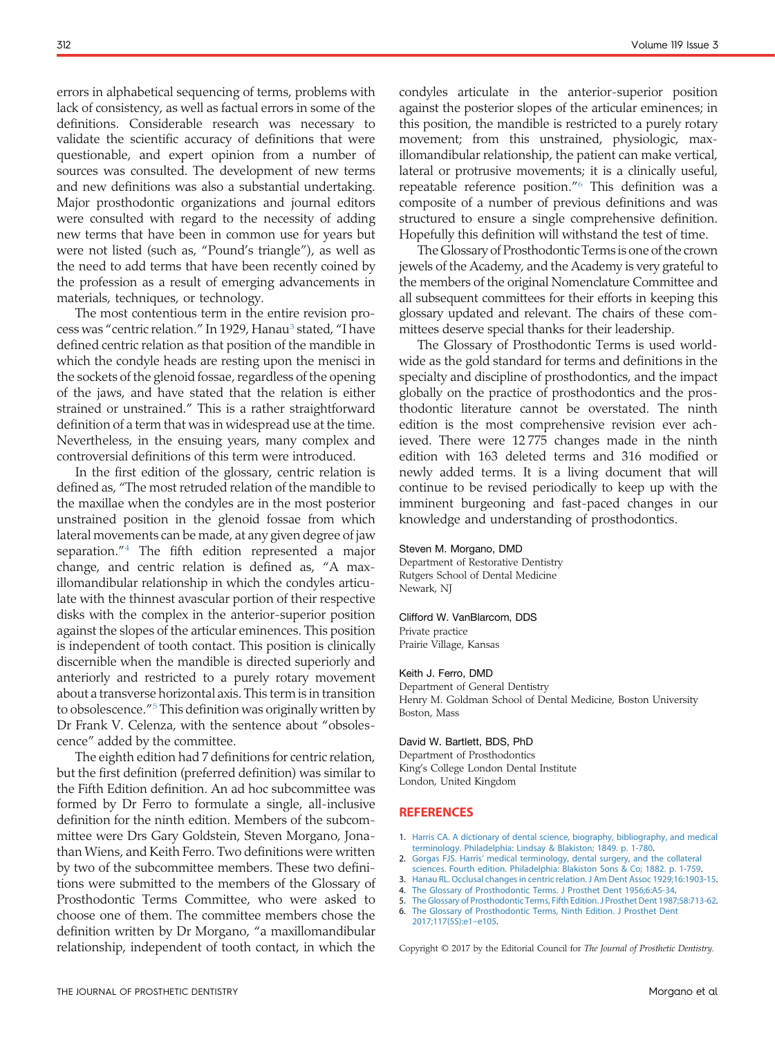errors in alphabetical sequencing of terms, problems with lack of consistency, as well as factual errors in some of the definitions. Considerable research was necessary to validate the scientific accuracy of definitions that were questionable, and expert opinion from a number of sources was consulted. The development of new terms and new definitions was also a substantial undertaking. Major prosthodontic organizations and journal editors were consulted with regard to the necessity of adding new terms that have been in common use for years but were not listed (such as, "Pound's triangle"), as well as the need to add terms that have been recently coined by the profession as a result of emerging advancements in materials, techniques, or technology.

The most contentious term in the entire revision process was "centric relation." In 1929, Hanau[3] stated, "I have defined centric relation as that position of the mandible in which the condyle heads are resting upon the menisci in the sockets of the glenoid fossae, regardless of the opening of the jaws, and have stated that the relation is either strained or unstrained." This is a rather straightforward definition of a term that was in widespread use at the time. Nevertheless, in the ensuing years, many complex and controversial definitions of this term were introduced.

In the first edition of the glossary, centric relation is defined as, "The most retruded relation of the mandible to the maxillae when the condyles are in the most posterior unstrained position in the glenoid fossae from which lateral movements can be made, at any given degree of jaw separation."[4] The fifth edition represented a major change, and centric relation is defined as, "A maxillomandibular relationship in which the condyles articulate with the thinnest avascular portion of their respective disks with the complex in the anterior-superior position against the slopes of the articular eminences. This position is independent of tooth contact. This position is clinically discernible when the mandible is directed superiorly and anteriorly and restricted to a purely rotary movement about a transverse horizontal axis. This term is in transition to obsolescence."[5] This definition was originally written by Dr Frank V. Celenza, with the sentence about "obsolescence" added by the committee.

The eighth edition had 7 definitions for centric relation, but the first definition (preferred definition) was similar to the Fifth Edition definition. An ad hoc subcommittee was formed by Dr Ferro to formulate a single, all-inclusive definition for the ninth edition. Members of the subcommittee were Drs Gary Goldstein, Steven Morgano, Jonathan Wiens, and Keith Ferro. Two definitions were written by two of the subcommittee members. These two definitions were submitted to the members of the Glossary of Prosthodontic Terms Committee, who were asked to choose one of them. The committee members chose the definition written by Dr Morgano, "a maxillomandibular relationship, independent of tooth contact, in which the condyles articulate in the anterior-superior position against the posterior slopes of the articular eminences; in this position, the mandible is restricted to a purely rotary movement; from this unstrained, physiologic, maxillomandibular relationship, the patient can make vertical, lateral or protrusive movements; it is a clinically useful, repeatable reference position."[6] This definition was a composite of a number of previous definitions and was structured to ensure a single comprehensive definition. Hopefully this definition will withstand the test of time.

The Glossary of Prosthodontic Terms is one of the crown jewels of the Academy, and the Academy is very grateful to the members of the original Nomenclature Committee and all subsequent committees for their efforts in keeping this glossary updated and relevant. The chairs of these committees deserve special thanks for their leadership.

The Glossary of Prosthodontic Terms is used worldwide as the gold standard for terms and definitions in the specialty and discipline of prosthodontics, and the impact globally on the practice of prosthodontics and the prosthodontic literature cannot be overstated. The ninth edition is the most comprehensive revision ever achieved. There were 12 775 changes made in the ninth edition with 163 deleted terms and 316 modified or newly added terms. It is a living document that will continue to be revised periodically to keep up with the imminent burgeoning and fast-paced changes in our knowledge and understanding of prosthodontics.

Steven M. Morgano, DMD
Department of Restorative Dentistry
Rutgers School of Dental Medicine
Newark, NJ

Clifford W. VanBlarcom, DDS
Private practice
Prairie Village, Kansas

Keith J. Ferro, DMD
Department of General Dentistry
Henry M. Goldman School of Dental Medicine, Boston University
Boston, Mass

David W. Bartlett, BDS, PhD
Department of Prosthodontics
King's College London Dental Institute
London, United Kingdom

## REFERENCES

1. Harris CA. A dictionary of dental science, biography, bibliography, and medical terminology. Philadelphia: Lindsay & Blakiston; 1849. p. 1-780.
2. Gorgas FJS. Harris' medical terminology, dental surgery, and the collateral sciences. Fourth edition. Philadelphia: Blakiston Sons & Co; 1882. p. 1-759.
3. Hanau RL. Occlusal changes in centric relation. J Am Dent Assoc 1929;16:1903-15.
4. The Glossary of Prosthodontic Terms. J Prosthet Dent 1956;6:A5-34.
5. The Glossary of Prosthodontic Terms, Fifth Edition. J Prosthet Dent 1987;58:713-62.
6. The Glossary of Prosthodontic Terms, Ninth Edition. J Prosthet Dent 2017;117(5S):e1-e105.

Copyright © 2017 by the Editorial Council for *The Journal of Prosthetic Dentistry.*